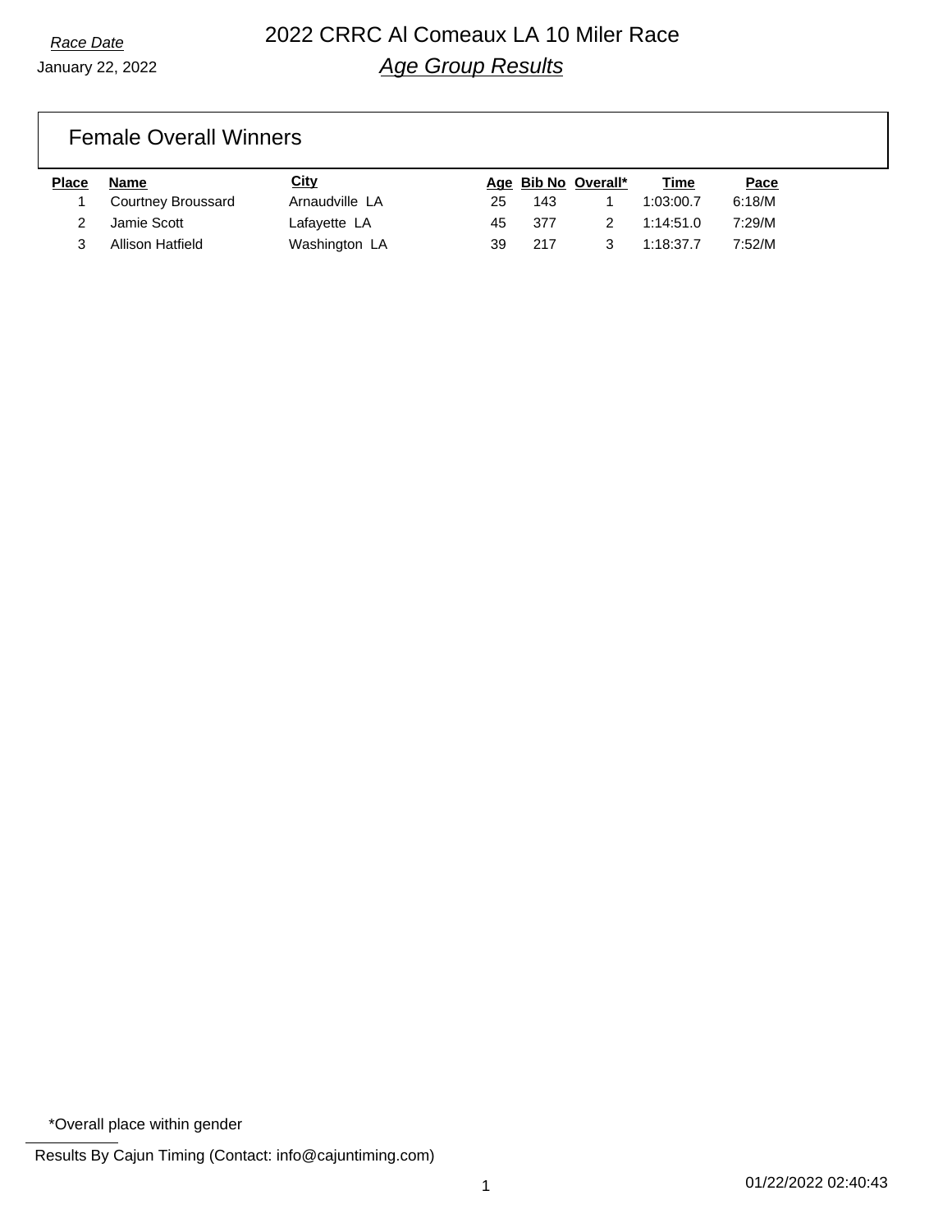*Race Date*

January 22, 2022

# 2022 CRRC Al Comeaux LA 10 Miler Race

## *Age Group Results*

### Female Overall Winners

| Place | Name | City | Age | Bib No | Overall* | Time | Pace |
|---|---|---|---|---|---|---|---|
| 1 | Courtney Broussard | Arnaudville LA | 25 | 143 | 1 | 1:03:00.7 | 6:18/M |
| 2 | Jamie Scott | Lafayette LA | 45 | 377 | 2 | 1:14:51.0 | 7:29/M |
| 3 | Allison Hatfield | Washington LA | 39 | 217 | 3 | 1:18:37.7 | 7:52/M |

*Overall place within gender

Results By Cajun Timing (Contact: info@cajuntiming.com)

01/22/2022 02:40:43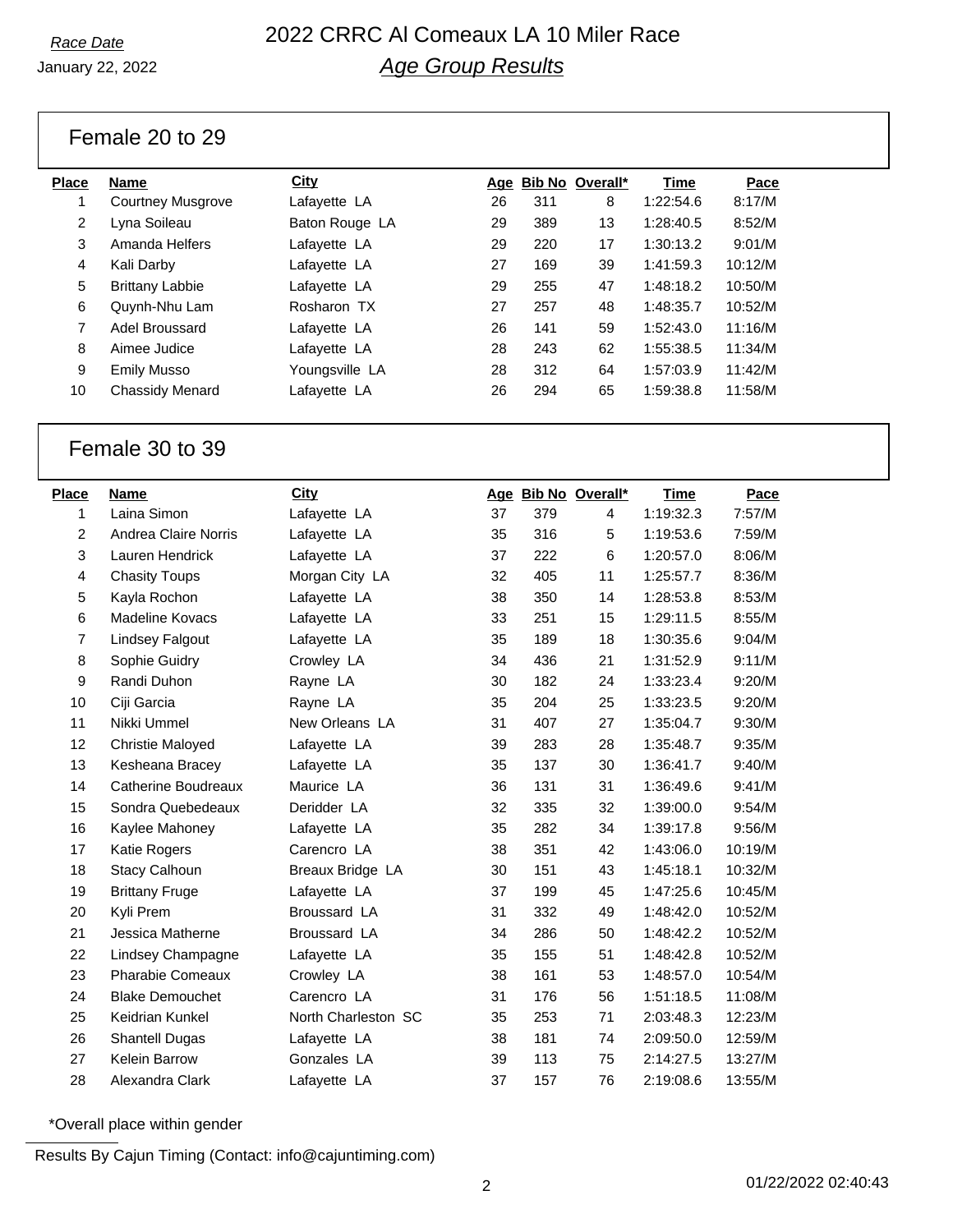*Race Date*

January 22, 2022

# 2022 CRRC Al Comeaux LA 10 Miler Race

## *Age Group Results*

### Female 20 to 29

| Place | Name | City | Age | Bib No | Overall* | Time | Pace |
|---|---|---|---|---|---|---|---|
| 1 | Courtney Musgrove | Lafayette LA | 26 | 311 | 8 | 1:22:54.6 | 8:17/M |
| 2 | Lyna Soileau | Baton Rouge LA | 29 | 389 | 13 | 1:28:40.5 | 8:52/M |
| 3 | Amanda Helfers | Lafayette LA | 29 | 220 | 17 | 1:30:13.2 | 9:01/M |
| 4 | Kali Darby | Lafayette LA | 27 | 169 | 39 | 1:41:59.3 | 10:12/M |
| 5 | Brittany Labbie | Lafayette LA | 29 | 255 | 47 | 1:48:18.2 | 10:50/M |
| 6 | Quynh-Nhu Lam | Rosharon TX | 27 | 257 | 48 | 1:48:35.7 | 10:52/M |
| 7 | Adel Broussard | Lafayette LA | 26 | 141 | 59 | 1:52:43.0 | 11:16/M |
| 8 | Aimee Judice | Lafayette LA | 28 | 243 | 62 | 1:55:38.5 | 11:34/M |
| 9 | Emily Musso | Youngsville LA | 28 | 312 | 64 | 1:57:03.9 | 11:42/M |
| 10 | Chassidy Menard | Lafayette LA | 26 | 294 | 65 | 1:59:38.8 | 11:58/M |

### Female 30 to 39

| Place | Name | City | Age | Bib No | Overall* | Time | Pace |
|---|---|---|---|---|---|---|---|
| 1 | Laina Simon | Lafayette LA | 37 | 379 | 4 | 1:19:32.3 | 7:57/M |
| 2 | Andrea Claire Norris | Lafayette LA | 35 | 316 | 5 | 1:19:53.6 | 7:59/M |
| 3 | Lauren Hendrick | Lafayette LA | 37 | 222 | 6 | 1:20:57.0 | 8:06/M |
| 4 | Chasity Toups | Morgan City LA | 32 | 405 | 11 | 1:25:57.7 | 8:36/M |
| 5 | Kayla Rochon | Lafayette LA | 38 | 350 | 14 | 1:28:53.8 | 8:53/M |
| 6 | Madeline Kovacs | Lafayette LA | 33 | 251 | 15 | 1:29:11.5 | 8:55/M |
| 7 | Lindsey Falgout | Lafayette LA | 35 | 189 | 18 | 1:30:35.6 | 9:04/M |
| 8 | Sophie Guidry | Crowley LA | 34 | 436 | 21 | 1:31:52.9 | 9:11/M |
| 9 | Randi Duhon | Rayne LA | 30 | 182 | 24 | 1:33:23.4 | 9:20/M |
| 10 | Ciji Garcia | Rayne LA | 35 | 204 | 25 | 1:33:23.5 | 9:20/M |
| 11 | Nikki Ummel | New Orleans LA | 31 | 407 | 27 | 1:35:04.7 | 9:30/M |
| 12 | Christie Maloyed | Lafayette LA | 39 | 283 | 28 | 1:35:48.7 | 9:35/M |
| 13 | Kesheana Bracey | Lafayette LA | 35 | 137 | 30 | 1:36:41.7 | 9:40/M |
| 14 | Catherine Boudreaux | Maurice LA | 36 | 131 | 31 | 1:36:49.6 | 9:41/M |
| 15 | Sondra Quebedeaux | Deridder LA | 32 | 335 | 32 | 1:39:00.0 | 9:54/M |
| 16 | Kaylee Mahoney | Lafayette LA | 35 | 282 | 34 | 1:39:17.8 | 9:56/M |
| 17 | Katie Rogers | Carencro LA | 38 | 351 | 42 | 1:43:06.0 | 10:19/M |
| 18 | Stacy Calhoun | Breaux Bridge LA | 30 | 151 | 43 | 1:45:18.1 | 10:32/M |
| 19 | Brittany Fruge | Lafayette LA | 37 | 199 | 45 | 1:47:25.6 | 10:45/M |
| 20 | Kyli Prem | Broussard LA | 31 | 332 | 49 | 1:48:42.0 | 10:52/M |
| 21 | Jessica Matherne | Broussard LA | 34 | 286 | 50 | 1:48:42.2 | 10:52/M |
| 22 | Lindsey Champagne | Lafayette LA | 35 | 155 | 51 | 1:48:42.8 | 10:52/M |
| 23 | Pharabie Comeaux | Crowley LA | 38 | 161 | 53 | 1:48:57.0 | 10:54/M |
| 24 | Blake Demouchet | Carencro LA | 31 | 176 | 56 | 1:51:18.5 | 11:08/M |
| 25 | Keidrian Kunkel | North Charleston SC | 35 | 253 | 71 | 2:03:48.3 | 12:23/M |
| 26 | Shantell Dugas | Lafayette LA | 38 | 181 | 74 | 2:09:50.0 | 12:59/M |
| 27 | Kelein Barrow | Gonzales LA | 39 | 113 | 75 | 2:14:27.5 | 13:27/M |
| 28 | Alexandra Clark | Lafayette LA | 37 | 157 | 76 | 2:19:08.6 | 13:55/M |

*Overall place within gender

Results By Cajun Timing (Contact: info@cajuntiming.com)

01/22/2022 02:40:43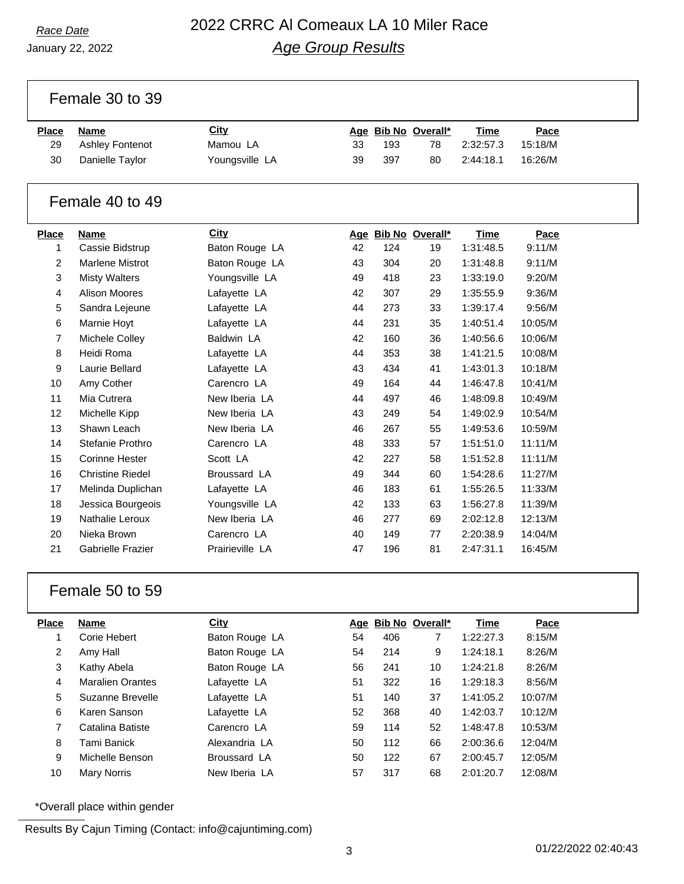## Female 30 to 39

| Place | Name | City | Age | Bib No | Overall* | Time | Pace |
|---|---|---|---|---|---|---|---|
| 29 | Ashley Fontenot | Mamou LA | 33 | 193 | 78 | 2:32:57.3 | 15:18/M |
| 30 | Danielle Taylor | Youngsville LA | 39 | 397 | 80 | 2:44:18.1 | 16:26/M |

## Female 40 to 49

| Place | Name | City | Age | Bib No | Overall* | Time | Pace |
|---|---|---|---|---|---|---|---|
| 1 | Cassie Bidstrup | Baton Rouge LA | 42 | 124 | 19 | 1:31:48.5 | 9:11/M |
| 2 | Marlene Mistrot | Baton Rouge LA | 43 | 304 | 20 | 1:31:48.8 | 9:11/M |
| 3 | Misty Walters | Youngsville LA | 49 | 418 | 23 | 1:33:19.0 | 9:20/M |
| 4 | Alison Moores | Lafayette LA | 42 | 307 | 29 | 1:35:55.9 | 9:36/M |
| 5 | Sandra Lejeune | Lafayette LA | 44 | 273 | 33 | 1:39:17.4 | 9:56/M |
| 6 | Marnie Hoyt | Lafayette LA | 44 | 231 | 35 | 1:40:51.4 | 10:05/M |
| 7 | Michele Colley | Baldwin LA | 42 | 160 | 36 | 1:40:56.6 | 10:06/M |
| 8 | Heidi Roma | Lafayette LA | 44 | 353 | 38 | 1:41:21.5 | 10:08/M |
| 9 | Laurie Bellard | Lafayette LA | 43 | 434 | 41 | 1:43:01.3 | 10:18/M |
| 10 | Amy Cother | Carencro LA | 49 | 164 | 44 | 1:46:47.8 | 10:41/M |
| 11 | Mia Cutrera | New Iberia LA | 44 | 497 | 46 | 1:48:09.8 | 10:49/M |
| 12 | Michelle Kipp | New Iberia LA | 43 | 249 | 54 | 1:49:02.9 | 10:54/M |
| 13 | Shawn Leach | New Iberia LA | 46 | 267 | 55 | 1:49:53.6 | 10:59/M |
| 14 | Stefanie Prothro | Carencro LA | 48 | 333 | 57 | 1:51:51.0 | 11:11/M |
| 15 | Corinne Hester | Scott LA | 42 | 227 | 58 | 1:51:52.8 | 11:11/M |
| 16 | Christine Riedel | Broussard LA | 49 | 344 | 60 | 1:54:28.6 | 11:27/M |
| 17 | Melinda Duplichan | Lafayette LA | 46 | 183 | 61 | 1:55:26.5 | 11:33/M |
| 18 | Jessica Bourgeois | Youngsville LA | 42 | 133 | 63 | 1:56:27.8 | 11:39/M |
| 19 | Nathalie Leroux | New Iberia LA | 46 | 277 | 69 | 2:02:12.8 | 12:13/M |
| 20 | Nieka Brown | Carencro LA | 40 | 149 | 77 | 2:20:38.9 | 14:04/M |
| 21 | Gabrielle Frazier | Prairieville LA | 47 | 196 | 81 | 2:47:31.1 | 16:45/M |

## Female 50 to 59

| Place | Name | City | Age | Bib No | Overall* | Time | Pace |
|---|---|---|---|---|---|---|---|
| 1 | Corie Hebert | Baton Rouge LA | 54 | 406 | 7 | 1:22:27.3 | 8:15/M |
| 2 | Amy Hall | Baton Rouge LA | 54 | 214 | 9 | 1:24:18.1 | 8:26/M |
| 3 | Kathy Abela | Baton Rouge LA | 56 | 241 | 10 | 1:24:21.8 | 8:26/M |
| 4 | Maralien Orantes | Lafayette LA | 51 | 322 | 16 | 1:29:18.3 | 8:56/M |
| 5 | Suzanne Brevelle | Lafayette LA | 51 | 140 | 37 | 1:41:05.2 | 10:07/M |
| 6 | Karen Sanson | Lafayette LA | 52 | 368 | 40 | 1:42:03.7 | 10:12/M |
| 7 | Catalina Batiste | Carencro LA | 59 | 114 | 52 | 1:48:47.8 | 10:53/M |
| 8 | Tami Banick | Alexandria LA | 50 | 112 | 66 | 2:00:36.6 | 12:04/M |
| 9 | Michelle Benson | Broussard LA | 50 | 122 | 67 | 2:00:45.7 | 12:05/M |
| 10 | Mary Norris | New Iberia LA | 57 | 317 | 68 | 2:01:20.7 | 12:08/M |

*Overall place within gender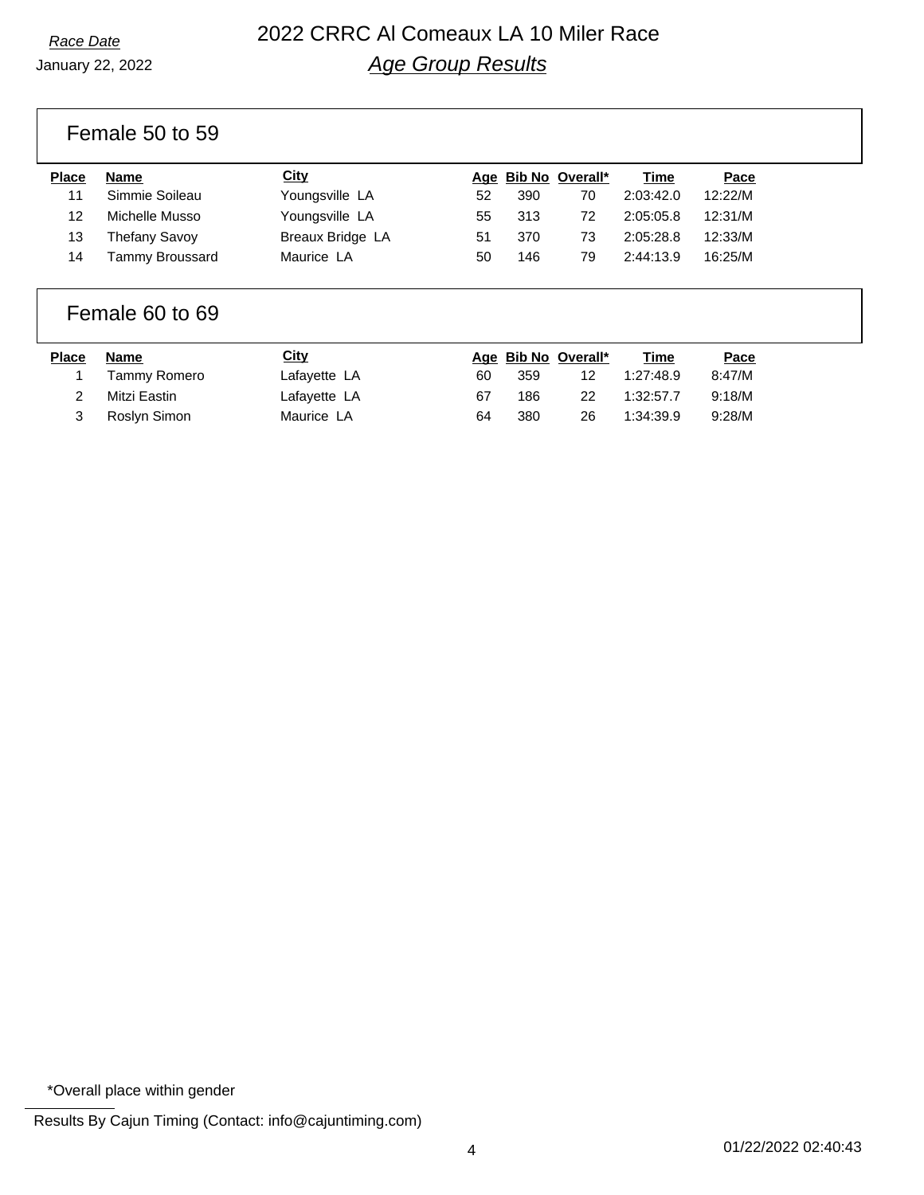Race Date

January 22, 2022

# 2022 CRRC Al Comeaux LA 10 Miler Race

## *Age Group Results*

### Female 50 to 59

| Place | Name | City | Age | Bib No | Overall* | Time | Pace |
|---|---|---|---|---|---|---|---|
| 11 | Simmie Soileau | Youngsville LA | 52 | 390 | 70 | 2:03:42.0 | 12:22/M |
| 12 | Michelle Musso | Youngsville LA | 55 | 313 | 72 | 2:05:05.8 | 12:31/M |
| 13 | Thefany Savoy | Breaux Bridge LA | 51 | 370 | 73 | 2:05:28.8 | 12:33/M |
| 14 | Tammy Broussard | Maurice LA | 50 | 146 | 79 | 2:44:13.9 | 16:25/M |

### Female 60 to 69

| Place | Name | City | Age | Bib No | Overall* | Time | Pace |
|---|---|---|---|---|---|---|---|
| 1 | Tammy Romero | Lafayette LA | 60 | 359 | 12 | 1:27:48.9 | 8:47/M |
| 2 | Mitzi Eastin | Lafayette LA | 67 | 186 | 22 | 1:32:57.7 | 9:18/M |
| 3 | Roslyn Simon | Maurice LA | 64 | 380 | 26 | 1:34:39.9 | 9:28/M |

*Overall place within gender

Results By Cajun Timing (Contact: info@cajuntiming.com)

01/22/2022 02:40:43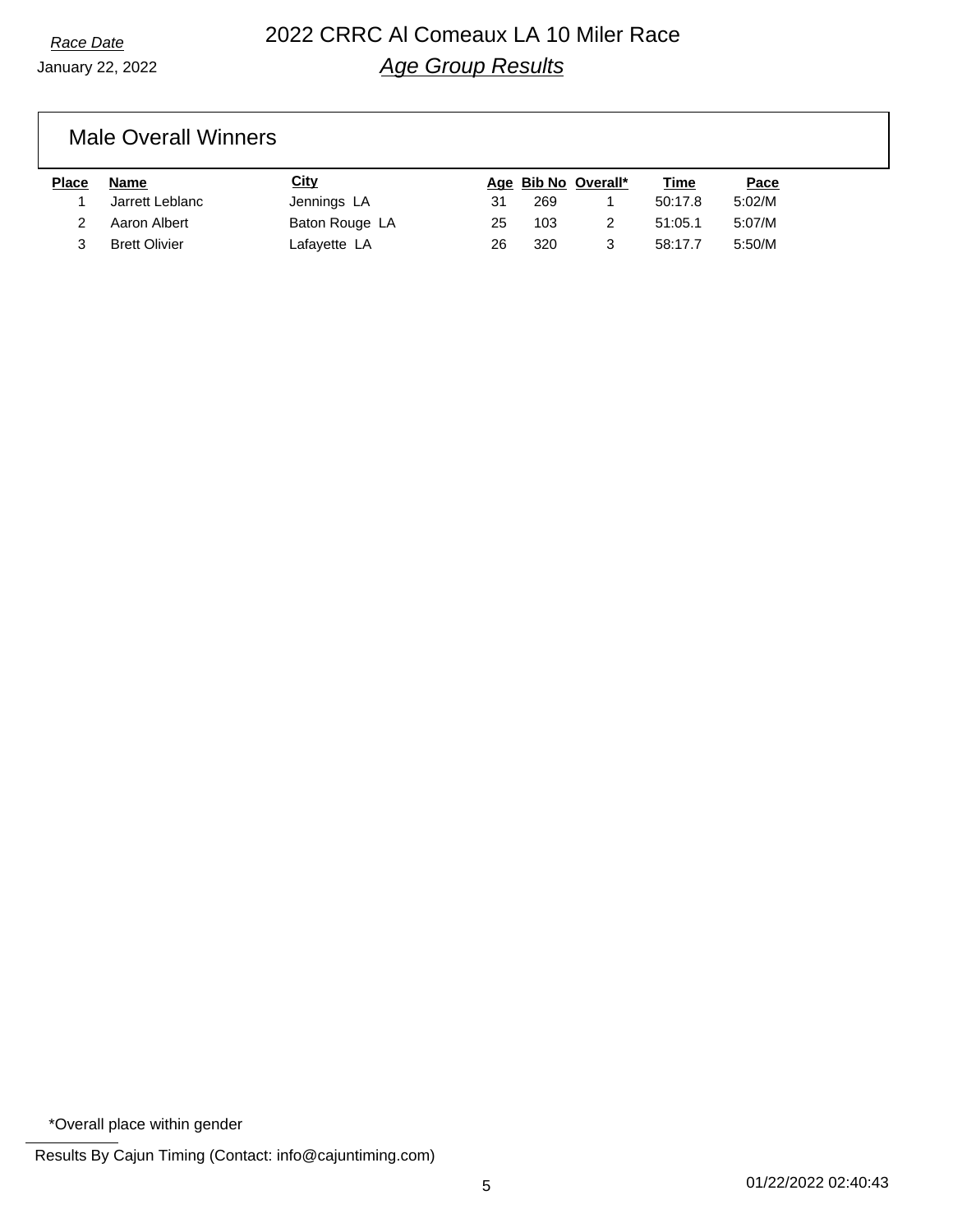*Race Date*

January 22, 2022

# 2022 CRRC Al Comeaux LA 10 Miler Race

## *Age Group Results*

### Male Overall Winners

| Place | Name | City | Age | Bib No | Overall* | Time | Pace |
|---|---|---|---|---|---|---|---|
| 1 | Jarrett Leblanc | Jennings LA | 31 | 269 | 1 | 50:17.8 | 5:02/M |
| 2 | Aaron Albert | Baton Rouge LA | 25 | 103 | 2 | 51:05.1 | 5:07/M |
| 3 | Brett Olivier | Lafayette LA | 26 | 320 | 3 | 58:17.7 | 5:50/M |

*Overall place within gender

Results By Cajun Timing (Contact: info@cajuntiming.com)

01/22/2022 02:40:43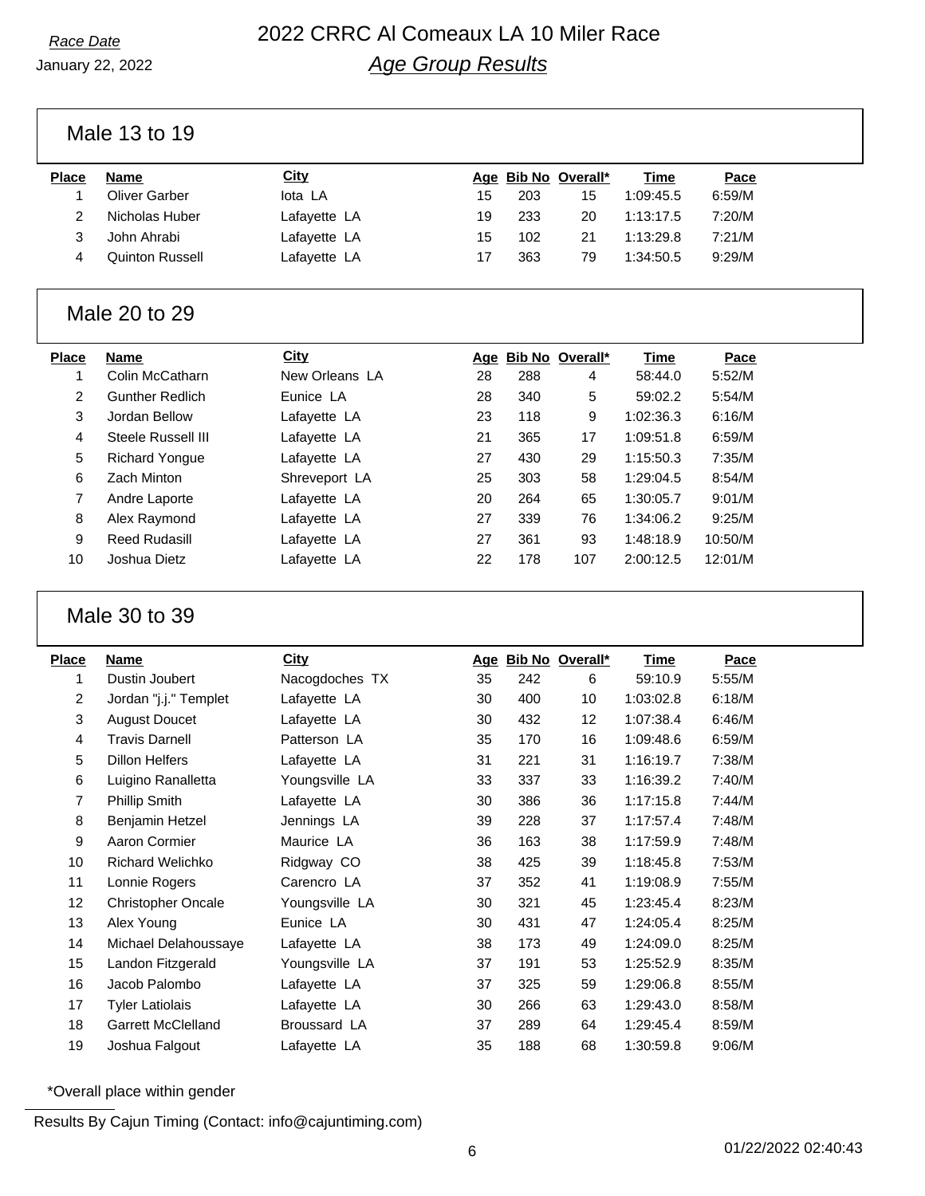*Race Date*

January 22, 2022

# 2022 CRRC Al Comeaux LA 10 Miler Race

## *Age Group Results*

### Male 13 to 19

| Place | Name | City | Age | Bib No | Overall* | Time | Pace |
|---|---|---|---|---|---|---|---|
| 1 | Oliver Garber | Iota LA | 15 | 203 | 15 | 1:09:45.5 | 6:59/M |
| 2 | Nicholas Huber | Lafayette LA | 19 | 233 | 20 | 1:13:17.5 | 7:20/M |
| 3 | John Ahrabi | Lafayette LA | 15 | 102 | 21 | 1:13:29.8 | 7:21/M |
| 4 | Quinton Russell | Lafayette LA | 17 | 363 | 79 | 1:34:50.5 | 9:29/M |

### Male 20 to 29

| Place | Name | City | Age | Bib No | Overall* | Time | Pace |
|---|---|---|---|---|---|---|---|
| 1 | Colin McCatharn | New Orleans LA | 28 | 288 | 4 | 58:44.0 | 5:52/M |
| 2 | Gunther Redlich | Eunice LA | 28 | 340 | 5 | 59:02.2 | 5:54/M |
| 3 | Jordan Bellow | Lafayette LA | 23 | 118 | 9 | 1:02:36.3 | 6:16/M |
| 4 | Steele Russell III | Lafayette LA | 21 | 365 | 17 | 1:09:51.8 | 6:59/M |
| 5 | Richard Yongue | Lafayette LA | 27 | 430 | 29 | 1:15:50.3 | 7:35/M |
| 6 | Zach Minton | Shreveport LA | 25 | 303 | 58 | 1:29:04.5 | 8:54/M |
| 7 | Andre Laporte | Lafayette LA | 20 | 264 | 65 | 1:30:05.7 | 9:01/M |
| 8 | Alex Raymond | Lafayette LA | 27 | 339 | 76 | 1:34:06.2 | 9:25/M |
| 9 | Reed Rudasill | Lafayette LA | 27 | 361 | 93 | 1:48:18.9 | 10:50/M |
| 10 | Joshua Dietz | Lafayette LA | 22 | 178 | 107 | 2:00:12.5 | 12:01/M |

### Male 30 to 39

| Place | Name | City | Age | Bib No | Overall* | Time | Pace |
|---|---|---|---|---|---|---|---|
| 1 | Dustin Joubert | Nacogdoches TX | 35 | 242 | 6 | 59:10.9 | 5:55/M |
| 2 | Jordan "j.j." Templet | Lafayette LA | 30 | 400 | 10 | 1:03:02.8 | 6:18/M |
| 3 | August Doucet | Lafayette LA | 30 | 432 | 12 | 1:07:38.4 | 6:46/M |
| 4 | Travis Darnell | Patterson LA | 35 | 170 | 16 | 1:09:48.6 | 6:59/M |
| 5 | Dillon Helfers | Lafayette LA | 31 | 221 | 31 | 1:16:19.7 | 7:38/M |
| 6 | Luigino Ranalletta | Youngsville LA | 33 | 337 | 33 | 1:16:39.2 | 7:40/M |
| 7 | Phillip Smith | Lafayette LA | 30 | 386 | 36 | 1:17:15.8 | 7:44/M |
| 8 | Benjamin Hetzel | Jennings LA | 39 | 228 | 37 | 1:17:57.4 | 7:48/M |
| 9 | Aaron Cormier | Maurice LA | 36 | 163 | 38 | 1:17:59.9 | 7:48/M |
| 10 | Richard Welichko | Ridgway CO | 38 | 425 | 39 | 1:18:45.8 | 7:53/M |
| 11 | Lonnie Rogers | Carencro LA | 37 | 352 | 41 | 1:19:08.9 | 7:55/M |
| 12 | Christopher Oncale | Youngsville LA | 30 | 321 | 45 | 1:23:45.4 | 8:23/M |
| 13 | Alex Young | Eunice LA | 30 | 431 | 47 | 1:24:05.4 | 8:25/M |
| 14 | Michael Delahoussaye | Lafayette LA | 38 | 173 | 49 | 1:24:09.0 | 8:25/M |
| 15 | Landon Fitzgerald | Youngsville LA | 37 | 191 | 53 | 1:25:52.9 | 8:35/M |
| 16 | Jacob Palombo | Lafayette LA | 37 | 325 | 59 | 1:29:06.8 | 8:55/M |
| 17 | Tyler Latiolais | Lafayette LA | 30 | 266 | 63 | 1:29:43.0 | 8:58/M |
| 18 | Garrett McClelland | Broussard LA | 37 | 289 | 64 | 1:29:45.4 | 8:59/M |
| 19 | Joshua Falgout | Lafayette LA | 35 | 188 | 68 | 1:30:59.8 | 9:06/M |

*Overall place within gender

Results By Cajun Timing (Contact: info@cajuntiming.com)

01/22/2022 02:40:43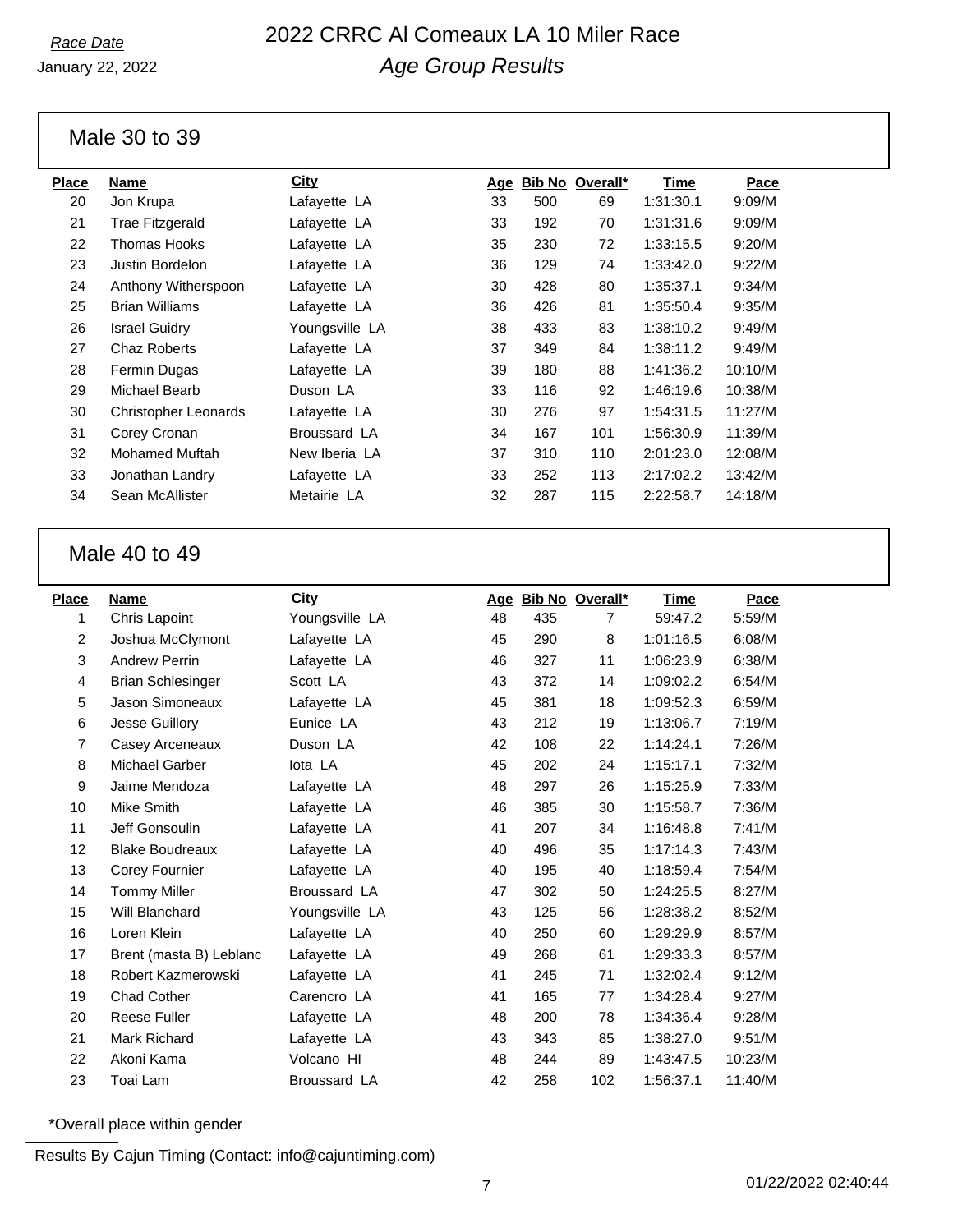Race Date

January 22, 2022

# 2022 CRRC Al Comeaux LA 10 Miler Race

## *Age Group Results*

### Male 30 to 39

| Place | Name | City | Age | Bib No | Overall* | Time | Pace |
|---|---|---|---|---|---|---|---|
| 20 | Jon Krupa | Lafayette LA | 33 | 500 | 69 | 1:31:30.1 | 9:09/M |
| 21 | Trae Fitzgerald | Lafayette LA | 33 | 192 | 70 | 1:31:31.6 | 9:09/M |
| 22 | Thomas Hooks | Lafayette LA | 35 | 230 | 72 | 1:33:15.5 | 9:20/M |
| 23 | Justin Bordelon | Lafayette LA | 36 | 129 | 74 | 1:33:42.0 | 9:22/M |
| 24 | Anthony Witherspoon | Lafayette LA | 30 | 428 | 80 | 1:35:37.1 | 9:34/M |
| 25 | Brian Williams | Lafayette LA | 36 | 426 | 81 | 1:35:50.4 | 9:35/M |
| 26 | Israel Guidry | Youngsville LA | 38 | 433 | 83 | 1:38:10.2 | 9:49/M |
| 27 | Chaz Roberts | Lafayette LA | 37 | 349 | 84 | 1:38:11.2 | 9:49/M |
| 28 | Fermin Dugas | Lafayette LA | 39 | 180 | 88 | 1:41:36.2 | 10:10/M |
| 29 | Michael Bearb | Duson LA | 33 | 116 | 92 | 1:46:19.6 | 10:38/M |
| 30 | Christopher Leonards | Lafayette LA | 30 | 276 | 97 | 1:54:31.5 | 11:27/M |
| 31 | Corey Cronan | Broussard LA | 34 | 167 | 101 | 1:56:30.9 | 11:39/M |
| 32 | Mohamed Muftah | New Iberia LA | 37 | 310 | 110 | 2:01:23.0 | 12:08/M |
| 33 | Jonathan Landry | Lafayette LA | 33 | 252 | 113 | 2:17:02.2 | 13:42/M |
| 34 | Sean McAllister | Metairie LA | 32 | 287 | 115 | 2:22:58.7 | 14:18/M |

### Male 40 to 49

| Place | Name | City | Age | Bib No | Overall* | Time | Pace |
|---|---|---|---|---|---|---|---|
| 1 | Chris Lapoint | Youngsville LA | 48 | 435 | 7 | 59:47.2 | 5:59/M |
| 2 | Joshua McClymont | Lafayette LA | 45 | 290 | 8 | 1:01:16.5 | 6:08/M |
| 3 | Andrew Perrin | Lafayette LA | 46 | 327 | 11 | 1:06:23.9 | 6:38/M |
| 4 | Brian Schlesinger | Scott LA | 43 | 372 | 14 | 1:09:02.2 | 6:54/M |
| 5 | Jason Simoneaux | Lafayette LA | 45 | 381 | 18 | 1:09:52.3 | 6:59/M |
| 6 | Jesse Guillory | Eunice LA | 43 | 212 | 19 | 1:13:06.7 | 7:19/M |
| 7 | Casey Arceneaux | Duson LA | 42 | 108 | 22 | 1:14:24.1 | 7:26/M |
| 8 | Michael Garber | Iota LA | 45 | 202 | 24 | 1:15:17.1 | 7:32/M |
| 9 | Jaime Mendoza | Lafayette LA | 48 | 297 | 26 | 1:15:25.9 | 7:33/M |
| 10 | Mike Smith | Lafayette LA | 46 | 385 | 30 | 1:15:58.7 | 7:36/M |
| 11 | Jeff Gonsoulin | Lafayette LA | 41 | 207 | 34 | 1:16:48.8 | 7:41/M |
| 12 | Blake Boudreaux | Lafayette LA | 40 | 496 | 35 | 1:17:14.3 | 7:43/M |
| 13 | Corey Fournier | Lafayette LA | 40 | 195 | 40 | 1:18:59.4 | 7:54/M |
| 14 | Tommy Miller | Broussard LA | 47 | 302 | 50 | 1:24:25.5 | 8:27/M |
| 15 | Will Blanchard | Youngsville LA | 43 | 125 | 56 | 1:28:38.2 | 8:52/M |
| 16 | Loren Klein | Lafayette LA | 40 | 250 | 60 | 1:29:29.9 | 8:57/M |
| 17 | Brent (masta B) Leblanc | Lafayette LA | 49 | 268 | 61 | 1:29:33.3 | 8:57/M |
| 18 | Robert Kazmerowski | Lafayette LA | 41 | 245 | 71 | 1:32:02.4 | 9:12/M |
| 19 | Chad Cother | Carencro LA | 41 | 165 | 77 | 1:34:28.4 | 9:27/M |
| 20 | Reese Fuller | Lafayette LA | 48 | 200 | 78 | 1:34:36.4 | 9:28/M |
| 21 | Mark Richard | Lafayette LA | 43 | 343 | 85 | 1:38:27.0 | 9:51/M |
| 22 | Akoni Kama | Volcano HI | 48 | 244 | 89 | 1:43:47.5 | 10:23/M |
| 23 | Toai Lam | Broussard LA | 42 | 258 | 102 | 1:56:37.1 | 11:40/M |

*Overall place within gender

Results By Cajun Timing (Contact: info@cajuntiming.com)

01/22/2022 02:40:44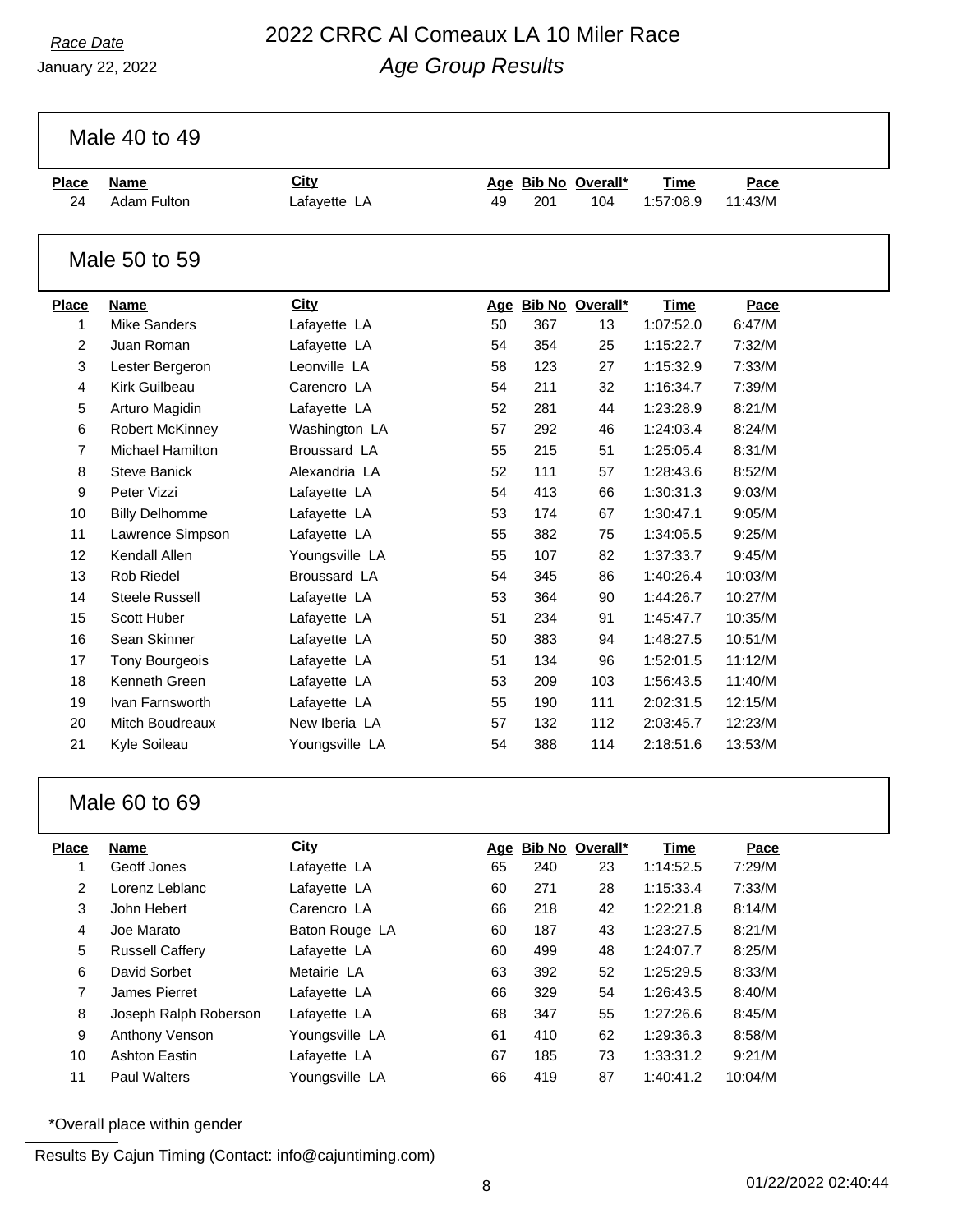*Race Date*

January 22, 2022

# 2022 CRRC Al Comeaux LA 10 Miler Race

## *Age Group Results*

### Male 40 to 49

| Place | Name | City | Age | Bib No | Overall* | Time | Pace |
|---|---|---|---|---|---|---|---|
| 24 | Adam Fulton | Lafayette LA | 49 | 201 | 104 | 1:57:08.9 | 11:43/M |

### Male 50 to 59

| Place | Name | City | Age | Bib No | Overall* | Time | Pace |
|---|---|---|---|---|---|---|---|
| 1 | Mike Sanders | Lafayette LA | 50 | 367 | 13 | 1:07:52.0 | 6:47/M |
| 2 | Juan Roman | Lafayette LA | 54 | 354 | 25 | 1:15:22.7 | 7:32/M |
| 3 | Lester Bergeron | Leonville LA | 58 | 123 | 27 | 1:15:32.9 | 7:33/M |
| 4 | Kirk Guilbeau | Carencro LA | 54 | 211 | 32 | 1:16:34.7 | 7:39/M |
| 5 | Arturo Magidin | Lafayette LA | 52 | 281 | 44 | 1:23:28.9 | 8:21/M |
| 6 | Robert McKinney | Washington LA | 57 | 292 | 46 | 1:24:03.4 | 8:24/M |
| 7 | Michael Hamilton | Broussard LA | 55 | 215 | 51 | 1:25:05.4 | 8:31/M |
| 8 | Steve Banick | Alexandria LA | 52 | 111 | 57 | 1:28:43.6 | 8:52/M |
| 9 | Peter Vizzi | Lafayette LA | 54 | 413 | 66 | 1:30:31.3 | 9:03/M |
| 10 | Billy Delhomme | Lafayette LA | 53 | 174 | 67 | 1:30:47.1 | 9:05/M |
| 11 | Lawrence Simpson | Lafayette LA | 55 | 382 | 75 | 1:34:05.5 | 9:25/M |
| 12 | Kendall Allen | Youngsville LA | 55 | 107 | 82 | 1:37:33.7 | 9:45/M |
| 13 | Rob Riedel | Broussard LA | 54 | 345 | 86 | 1:40:26.4 | 10:03/M |
| 14 | Steele Russell | Lafayette LA | 53 | 364 | 90 | 1:44:26.7 | 10:27/M |
| 15 | Scott Huber | Lafayette LA | 51 | 234 | 91 | 1:45:47.7 | 10:35/M |
| 16 | Sean Skinner | Lafayette LA | 50 | 383 | 94 | 1:48:27.5 | 10:51/M |
| 17 | Tony Bourgeois | Lafayette LA | 51 | 134 | 96 | 1:52:01.5 | 11:12/M |
| 18 | Kenneth Green | Lafayette LA | 53 | 209 | 103 | 1:56:43.5 | 11:40/M |
| 19 | Ivan Farnsworth | Lafayette LA | 55 | 190 | 111 | 2:02:31.5 | 12:15/M |
| 20 | Mitch Boudreaux | New Iberia LA | 57 | 132 | 112 | 2:03:45.7 | 12:23/M |
| 21 | Kyle Soileau | Youngsville LA | 54 | 388 | 114 | 2:18:51.6 | 13:53/M |

### Male 60 to 69

| Place | Name | City | Age | Bib No | Overall* | Time | Pace |
|---|---|---|---|---|---|---|---|
| 1 | Geoff Jones | Lafayette LA | 65 | 240 | 23 | 1:14:52.5 | 7:29/M |
| 2 | Lorenz Leblanc | Lafayette LA | 60 | 271 | 28 | 1:15:33.4 | 7:33/M |
| 3 | John Hebert | Carencro LA | 66 | 218 | 42 | 1:22:21.8 | 8:14/M |
| 4 | Joe Marato | Baton Rouge LA | 60 | 187 | 43 | 1:23:27.5 | 8:21/M |
| 5 | Russell Caffery | Lafayette LA | 60 | 499 | 48 | 1:24:07.7 | 8:25/M |
| 6 | David Sorbet | Metairie LA | 63 | 392 | 52 | 1:25:29.5 | 8:33/M |
| 7 | James Pierret | Lafayette LA | 66 | 329 | 54 | 1:26:43.5 | 8:40/M |
| 8 | Joseph Ralph Roberson | Lafayette LA | 68 | 347 | 55 | 1:27:26.6 | 8:45/M |
| 9 | Anthony Venson | Youngsville LA | 61 | 410 | 62 | 1:29:36.3 | 8:58/M |
| 10 | Ashton Eastin | Lafayette LA | 67 | 185 | 73 | 1:33:31.2 | 9:21/M |
| 11 | Paul Walters | Youngsville LA | 66 | 419 | 87 | 1:40:41.2 | 10:04/M |

*Overall place within gender

Results By Cajun Timing (Contact: info@cajuntiming.com)

01/22/2022 02:40:44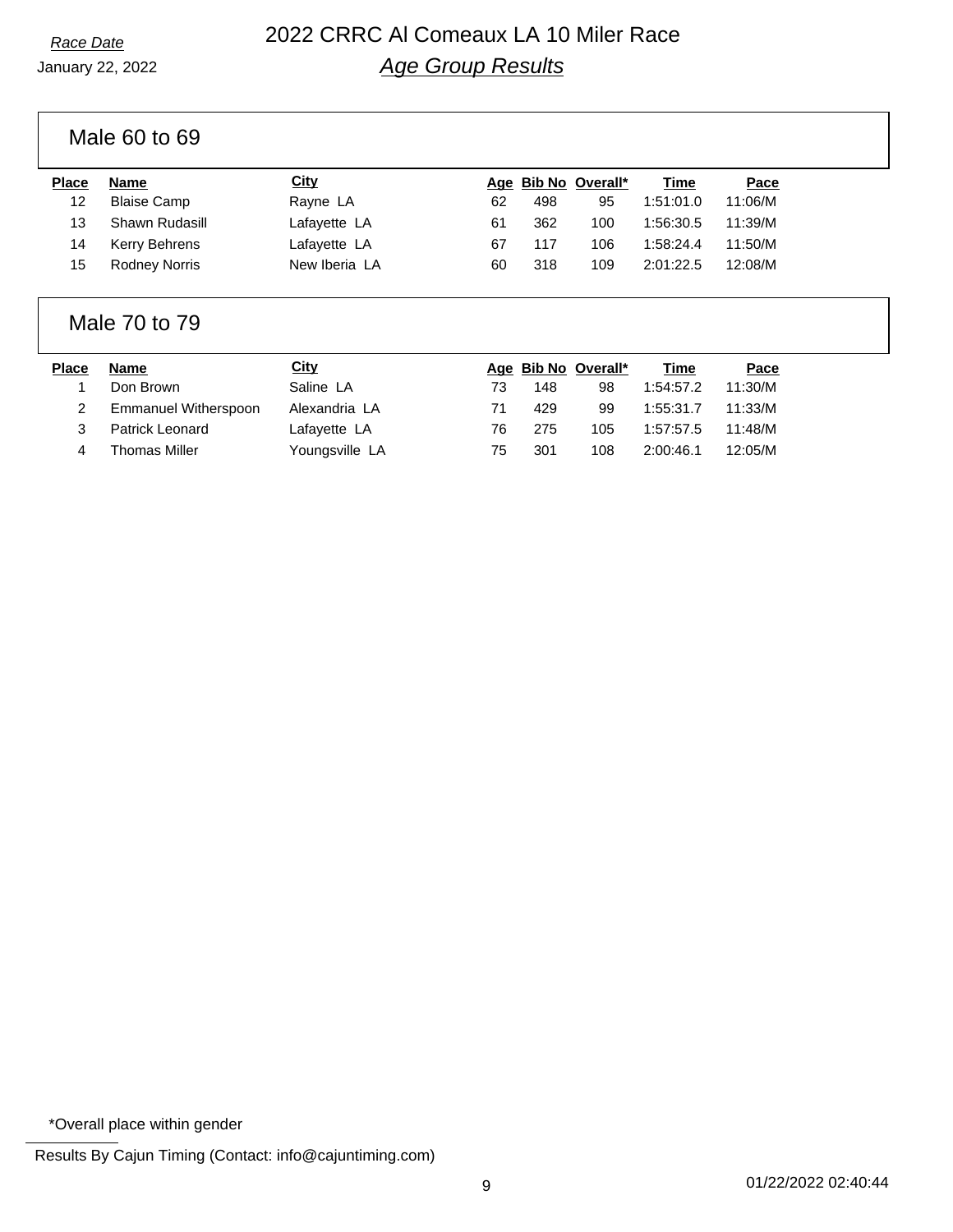## Male 60 to 69

| Place | Name | City | Age | Bib No | Overall* | Time | Pace |
|---|---|---|---|---|---|---|---|
| 12 | Blaise Camp | Rayne LA | 62 | 498 | 95 | 1:51:01.0 | 11:06/M |
| 13 | Shawn Rudasill | Lafayette LA | 61 | 362 | 100 | 1:56:30.5 | 11:39/M |
| 14 | Kerry Behrens | Lafayette LA | 67 | 117 | 106 | 1:58:24.4 | 11:50/M |
| 15 | Rodney Norris | New Iberia LA | 60 | 318 | 109 | 2:01:22.5 | 12:08/M |

## Male 70 to 79

| Place | Name | City | Age | Bib No | Overall* | Time | Pace |
|---|---|---|---|---|---|---|---|
| 1 | Don Brown | Saline LA | 73 | 148 | 98 | 1:54:57.2 | 11:30/M |
| 2 | Emmanuel Witherspoon | Alexandria LA | 71 | 429 | 99 | 1:55:31.7 | 11:33/M |
| 3 | Patrick Leonard | Lafayette LA | 76 | 275 | 105 | 1:57:57.5 | 11:48/M |
| 4 | Thomas Miller | Youngsville LA | 75 | 301 | 108 | 2:00:46.1 | 12:05/M |

*Overall place within gender

Results By Cajun Timing (Contact: info@cajuntiming.com)

01/22/2022 02:40:44